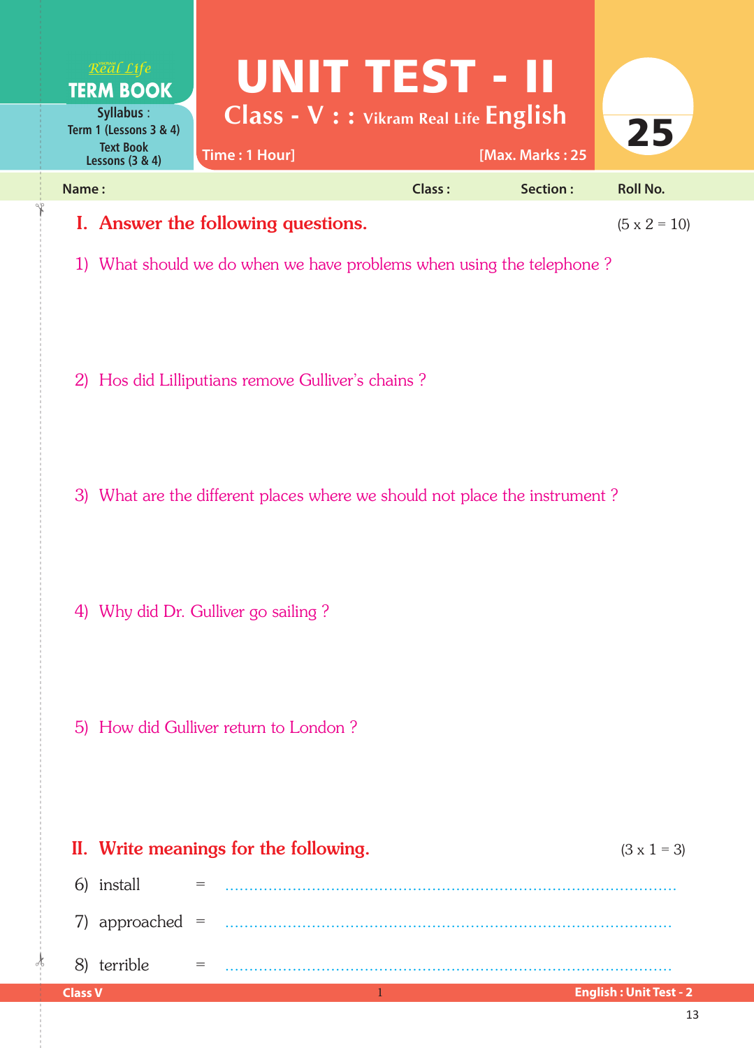Real Life **TERM BOOK**

Syllabus : Term 1 (Lessons 3 & 4) Text Book Lessons (3 & 4)

# UNIT TEST - II

## Class - V : : Vikram Real Life English

Time : 1 Hour] [Max. Marks : 25

25

Name : Class : Section : Roll No.

## I. Answer the following questions. (5 x 2 = 10)

1) What should we do when we have problems when using the telephone ?

2) Hos did Lilliputians remove Gulliver's chains ?

3) What are the different places where we should not place the instrument ?

4) Why did Dr. Gulliver go sailing ?

5) How did Gulliver return to London ?

## II. Write meanings for the following. (3 x 1 = 3)

6) install = ..........................................................................................

7) approached = ..........................................................................................

8) terrible = ..........................................................................................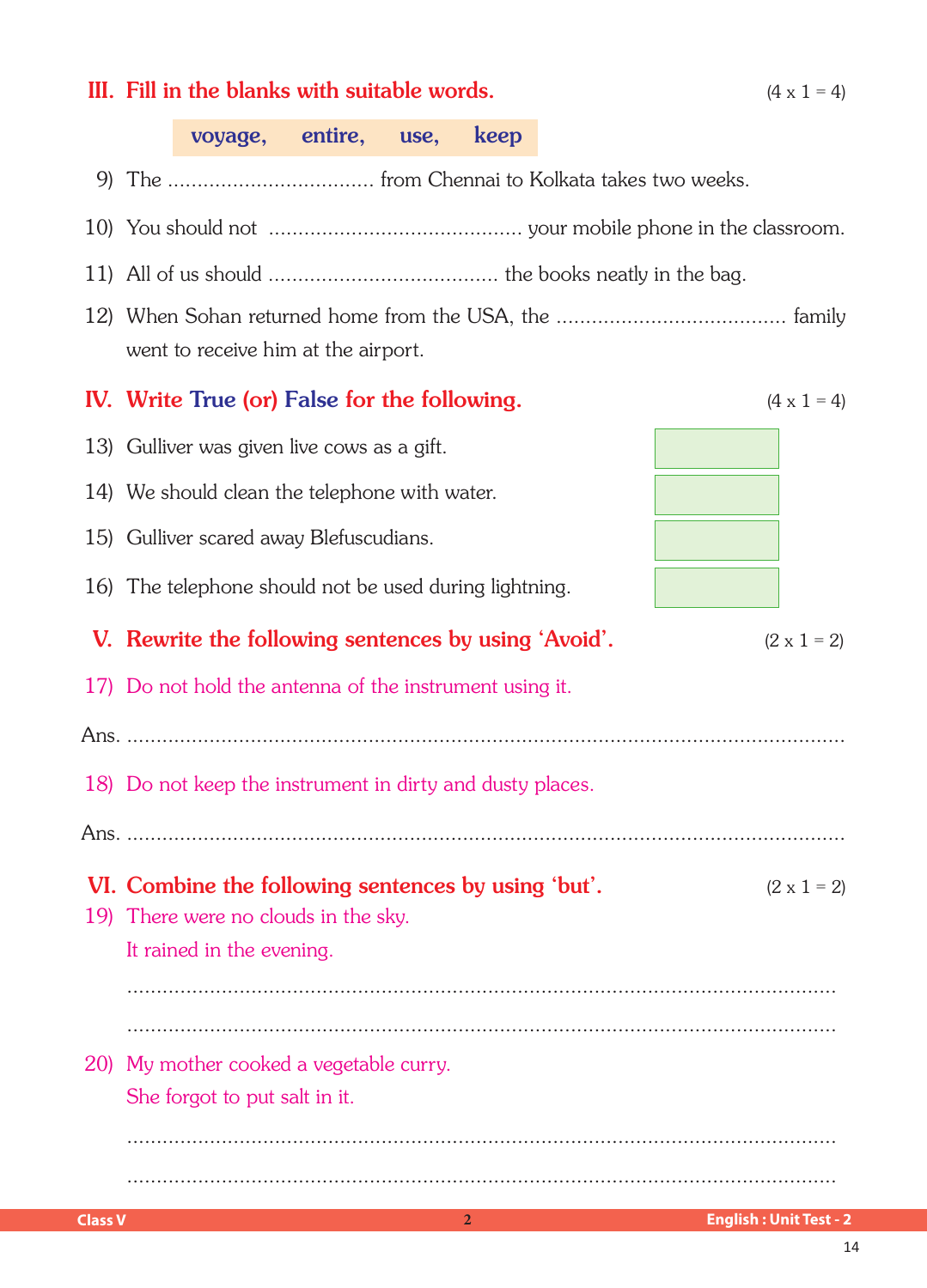## III. Fill in the blanks with suitable words. (4 x 1 = 4)

**voyage, entire, use, keep**

9) The .................................. from Chennai to Kolkata takes two weeks.

10) You should not .......................................... your mobile phone in the classroom.

11) All of us should ...................................... the books neatly in the bag.

12) When Sohan returned home from the USA, the ...................................... family went to receive him at the airport.

## IV. Write True (or) False for the following. (4 x 1 = 4)

13) Gulliver was given live cows as a gift.

14) We should clean the telephone with water.

15) Gulliver scared away Blefuscudians.

16) The telephone should not be used during lightning.

## V. Rewrite the following sentences by using 'Avoid'. (2 x 1 = 2)

17) Do not hold the antenna of the instrument using it.

Ans. ..........................................................................................................

18) Do not keep the instrument in dirty and dusty places.

Ans. ..........................................................................................................

## VI. Combine the following sentences by using 'but'. (2 x 1 = 2)

19) There were no clouds in the sky.
It rained in the evening.

..........................................................................................................

..........................................................................................................

20) My mother cooked a vegetable curry.
She forgot to put salt in it.

..........................................................................................................

..........................................................................................................